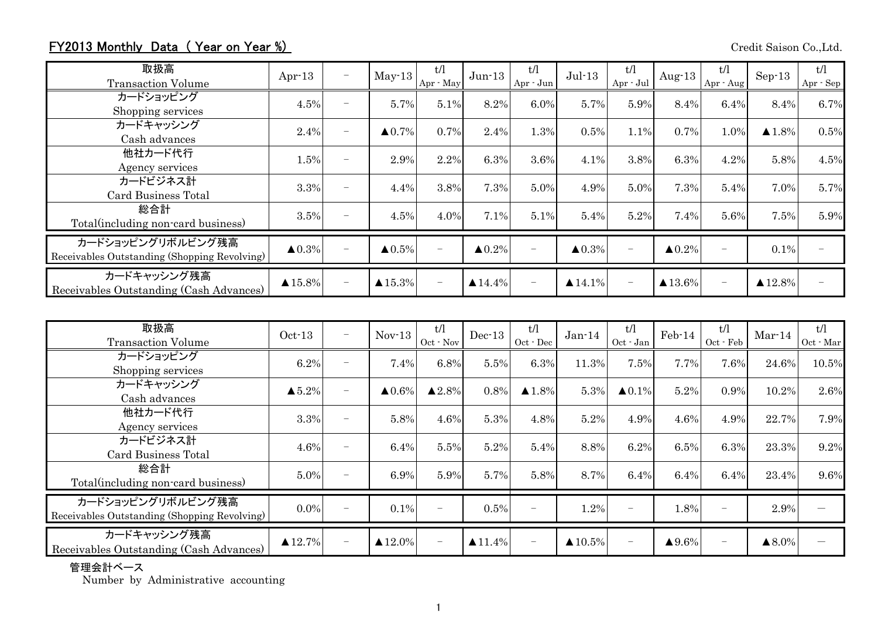## FY2013 Monthly Data ( Year on Year %)

Credit Saison Co.,Ltd.

| 取扱高<br>Transaction Volume | Apr-13 | − | May-13 | t/l<br>Apr - May | Jun-13 | t/l<br>Apr - Jun | Jul-13 | t/l<br>Apr - Jul | Aug-13 | t/l<br>Apr - Aug | Sep-13 | t/l<br>Apr - Sep |
|---|---|---|---|---|---|---|---|---|---|---|---|---|
| カードショッピング<br>Shopping services | 4.5% | − | 5.7% | 5.1% | 8.2% | 6.0% | 5.7% | 5.9% | 8.4% | 6.4% | 8.4% | 6.7% |
| カードキャッシング<br>Cash advances | 2.4% | − | ▲0.7% | 0.7% | 2.4% | 1.3% | 0.5% | 1.1% | 0.7% | 1.0% | ▲1.8% | 0.5% |
| 他社カード代行<br>Agency services | 1.5% | − | 2.9% | 2.2% | 6.3% | 3.6% | 4.1% | 3.8% | 6.3% | 4.2% | 5.8% | 4.5% |
| カードビジネス計<br>Card Business Total | 3.3% | − | 4.4% | 3.8% | 7.3% | 5.0% | 4.9% | 5.0% | 7.3% | 5.4% | 7.0% | 5.7% |
| 総合計<br>Total(including non-card business) | 3.5% | − | 4.5% | 4.0% | 7.1% | 5.1% | 5.4% | 5.2% | 7.4% | 5.6% | 7.5% | 5.9% |
| カードショッピングリボルビング残高<br>Receivables Outstanding (Shopping Revolving) | ▲0.3% | − | ▲0.5% | − | ▲0.2% | − | ▲0.3% | − | ▲0.2% | − | 0.1% | − |
| カードキャッシング残高<br>Receivables Outstanding (Cash Advances) | ▲15.8% | − | ▲15.3% | − | ▲14.4% | − | ▲14.1% | − | ▲13.6% | − | ▲12.8% | − |

| 取扱高<br>Transaction Volume | Oct-13 | − | Nov-13 | t/l<br>Oct - Nov | Dec-13 | t/l<br>Oct - Dec | Jan-14 | t/l<br>Oct - Jan | Feb-14 | t/l<br>Oct - Feb | Mar-14 | t/l<br>Oct - Mar |
|---|---|---|---|---|---|---|---|---|---|---|---|---|
| カードショッピング<br>Shopping services | 6.2% | − | 7.4% | 6.8% | 5.5% | 6.3% | 11.3% | 7.5% | 7.7% | 7.6% | 24.6% | 10.5% |
| カードキャッシング<br>Cash advances | ▲5.2% | − | ▲0.6% | ▲2.8% | 0.8% | ▲1.8% | 5.3% | ▲0.1% | 5.2% | 0.9% | 10.2% | 2.6% |
| 他社カード代行<br>Agency services | 3.3% | − | 5.8% | 4.6% | 5.3% | 4.8% | 5.2% | 4.9% | 4.6% | 4.9% | 22.7% | 7.9% |
| カードビジネス計<br>Card Business Total | 4.6% | − | 6.4% | 5.5% | 5.2% | 5.4% | 8.8% | 6.2% | 6.5% | 6.3% | 23.3% | 9.2% |
| 総合計<br>Total(including non-card business) | 5.0% | − | 6.9% | 5.9% | 5.7% | 5.8% | 8.7% | 6.4% | 6.4% | 6.4% | 23.4% | 9.6% |
| カードショッピングリボルビング残高<br>Receivables Outstanding (Shopping Revolving) | 0.0% | − | 0.1% | − | 0.5% | − | 1.2% | − | 1.8% | − | 2.9% | − |
| カードキャッシング残高<br>Receivables Outstanding (Cash Advances) | ▲12.7% | − | ▲12.0% | − | ▲11.4% | − | ▲10.5% | − | ▲9.6% | − | ▲8.0% | − |

管理会計ベース
Number by Administrative accounting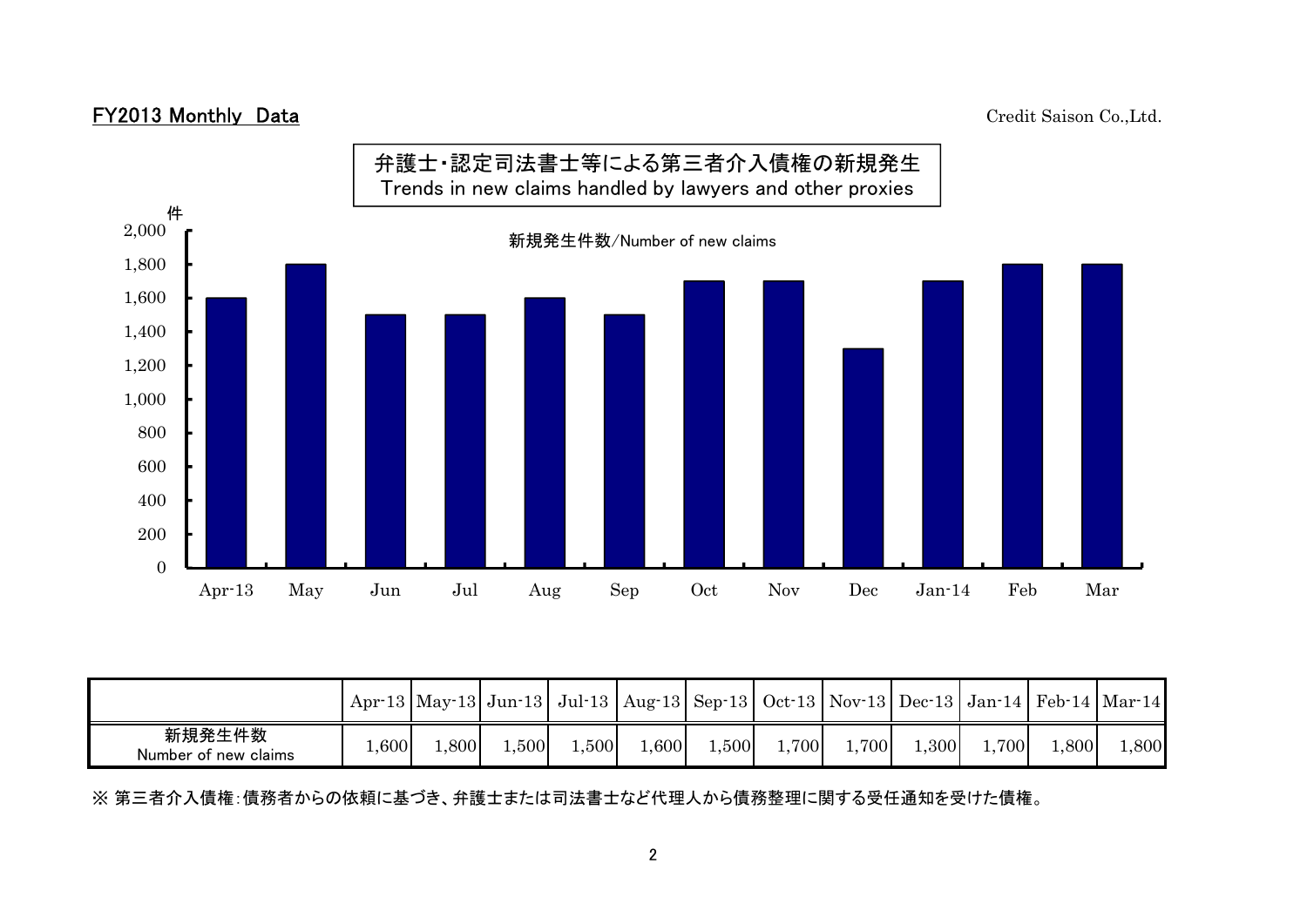FY2013 Monthly Data

Credit Saison Co.,Ltd.

弁護士･認定司法書士等による第三者介入債権の新規発生
Trends in new claims handled by lawyers and other proxies

件
2,000
1,800
1,600
1,400
1,200
1,000
800
600
400
200
0

新規発生件数/Number of new claims

Apr-13 May Jun Jul Aug Sep Oct Nov Dec Jan-14 Feb Mar

| | Apr-13 | May-13 | Jun-13 | Jul-13 | Aug-13 | Sep-13 | Oct-13 | Nov-13 | Dec-13 | Jan-14 | Feb-14 | Mar-14 |
|---|---|---|---|---|---|---|---|---|---|---|---|---|
| 新規発生件数 Number of new claims | 1,600 | 1,800 | 1,500 | 1,500 | 1,600 | 1,500 | 1,700 | 1,700 | 1,300 | 1,700 | 1,800 | 1,800 |

※ 第三者介入債権:債務者からの依頼に基づき、弁護士または司法書士など代理人から債務整理に関する受任通知を受けた債権。